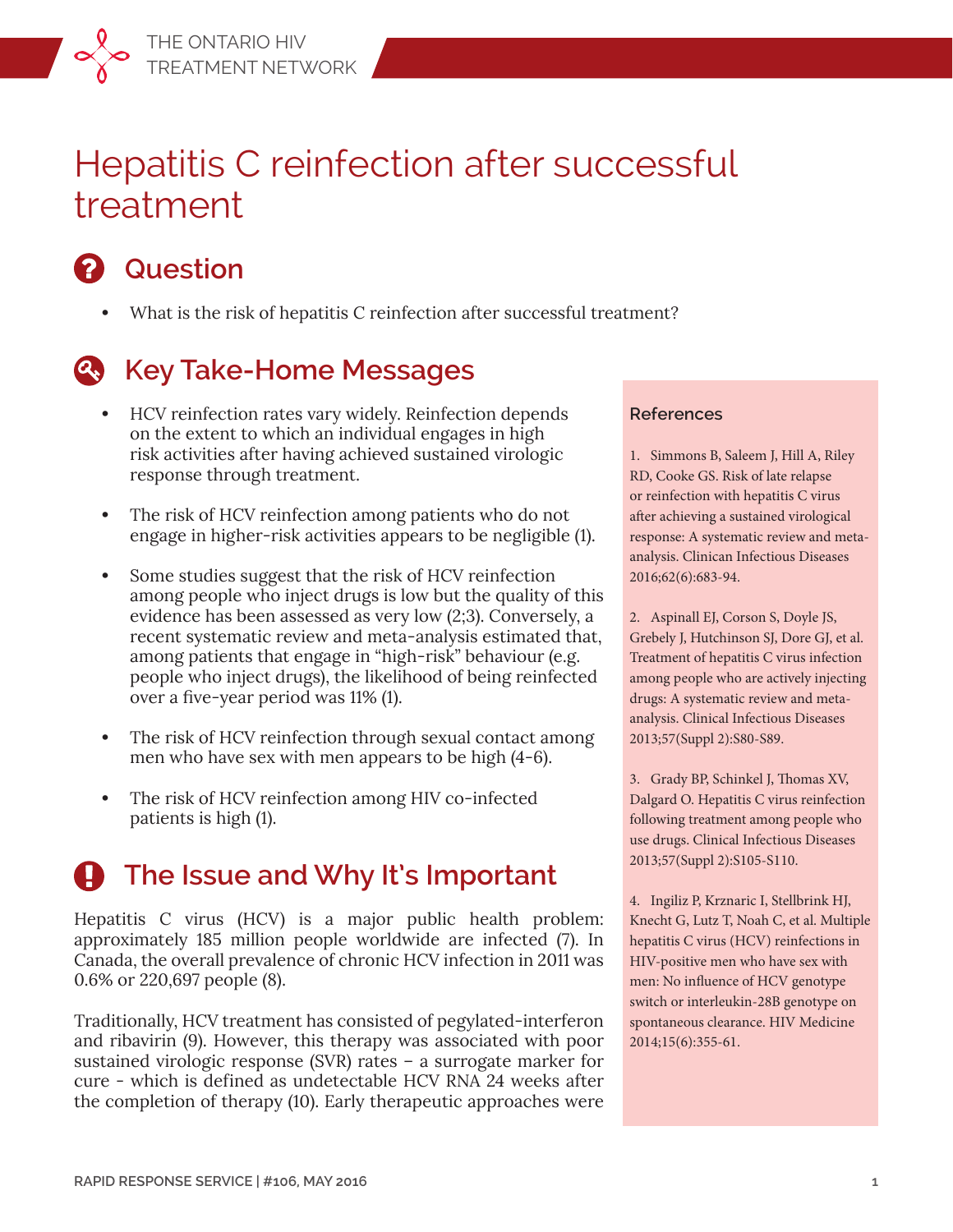# Hepatitis C reinfection after successful treatment

## Question

- What is the risk of hepatitis C reinfection after successful treatment?

## Key Take-Home Messages

- HCV reinfection rates vary widely. Reinfection depends on the extent to which an individual engages in high risk activities after having achieved sustained virologic response through treatment.
- The risk of HCV reinfection among patients who do not engage in higher-risk activities appears to be negligible (1).
- Some studies suggest that the risk of HCV reinfection among people who inject drugs is low but the quality of this evidence has been assessed as very low (2;3). Conversely, a recent systematic review and meta-analysis estimated that, among patients that engage in "high-risk" behaviour (e.g. people who inject drugs), the likelihood of being reinfected over a five-year period was 11% (1).
- The risk of HCV reinfection through sexual contact among men who have sex with men appears to be high (4-6).
- The risk of HCV reinfection among HIV co-infected patients is high (1).

## The Issue and Why It's Important

Hepatitis C virus (HCV) is a major public health problem: approximately 185 million people worldwide are infected (7). In Canada, the overall prevalence of chronic HCV infection in 2011 was 0.6% or 220,697 people (8).

Traditionally, HCV treatment has consisted of pegylated-interferon and ribavirin (9). However, this therapy was associated with poor sustained virologic response (SVR) rates – a surrogate marker for cure - which is defined as undetectable HCV RNA 24 weeks after the completion of therapy (10). Early therapeutic approaches were

### References

1. Simmons B, Saleem J, Hill A, Riley RD, Cooke GS. Risk of late relapse or reinfection with hepatitis C virus after achieving a sustained virological response: A systematic review and meta-analysis. Clinican Infectious Diseases 2016;62(6):683-94.

2. Aspinall EJ, Corson S, Doyle JS, Grebely J, Hutchinson SJ, Dore GJ, et al. Treatment of hepatitis C virus infection among people who are actively injecting drugs: A systematic review and meta-analysis. Clinical Infectious Diseases 2013;57(Suppl 2):S80-S89.

3. Grady BP, Schinkel J, Thomas XV, Dalgard O. Hepatitis C virus reinfection following treatment among people who use drugs. Clinical Infectious Diseases 2013;57(Suppl 2):S105-S110.

4. Ingiliz P, Krznaric I, Stellbrink HJ, Knecht G, Lutz T, Noah C, et al. Multiple hepatitis C virus (HCV) reinfections in HIV-positive men who have sex with men: No influence of HCV genotype switch or interleukin-28B genotype on spontaneous clearance. HIV Medicine 2014;15(6):355-61.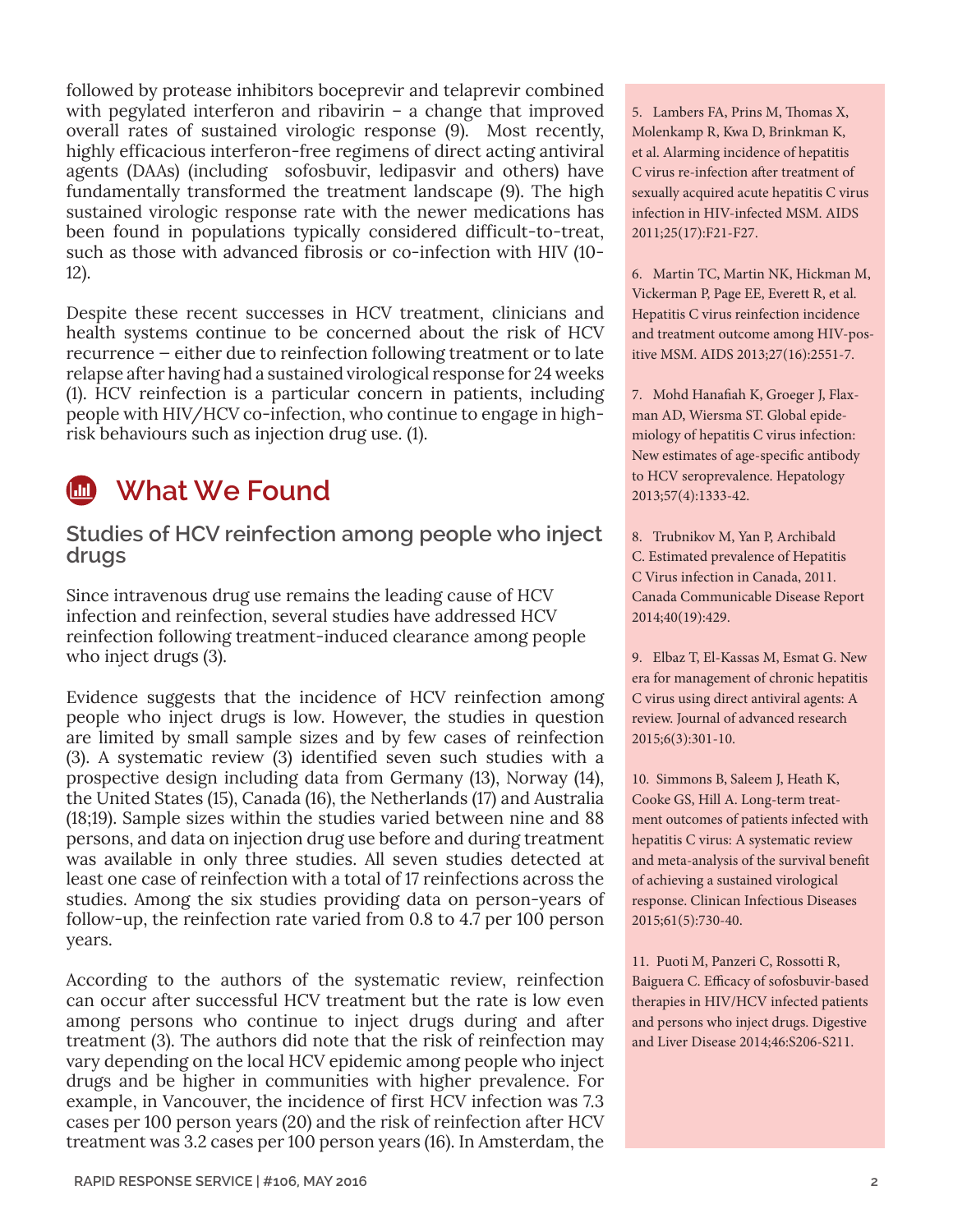followed by protease inhibitors boceprevir and telaprevir combined with pegylated interferon and ribavirin – a change that improved overall rates of sustained virologic response (9). Most recently, highly efficacious interferon-free regimens of direct acting antiviral agents (DAAs) (including sofosbuvir, ledipasvir and others) have fundamentally transformed the treatment landscape (9). The high sustained virologic response rate with the newer medications has been found in populations typically considered difficult-to-treat, such as those with advanced fibrosis or co-infection with HIV (10-12).

Despite these recent successes in HCV treatment, clinicians and health systems continue to be concerned about the risk of HCV recurrence – either due to reinfection following treatment or to late relapse after having had a sustained virological response for 24 weeks (1). HCV reinfection is a particular concern in patients, including people with HIV/HCV co-infection, who continue to engage in high-risk behaviours such as injection drug use. (1).

## What We Found

### Studies of HCV reinfection among people who inject drugs

Since intravenous drug use remains the leading cause of HCV infection and reinfection, several studies have addressed HCV reinfection following treatment-induced clearance among people who inject drugs (3).

Evidence suggests that the incidence of HCV reinfection among people who inject drugs is low. However, the studies in question are limited by small sample sizes and by few cases of reinfection (3). A systematic review (3) identified seven such studies with a prospective design including data from Germany (13), Norway (14), the United States (15), Canada (16), the Netherlands (17) and Australia (18;19). Sample sizes within the studies varied between nine and 88 persons, and data on injection drug use before and during treatment was available in only three studies. All seven studies detected at least one case of reinfection with a total of 17 reinfections across the studies. Among the six studies providing data on person-years of follow-up, the reinfection rate varied from 0.8 to 4.7 per 100 person years.

According to the authors of the systematic review, reinfection can occur after successful HCV treatment but the rate is low even among persons who continue to inject drugs during and after treatment (3). The authors did note that the risk of reinfection may vary depending on the local HCV epidemic among people who inject drugs and be higher in communities with higher prevalence. For example, in Vancouver, the incidence of first HCV infection was 7.3 cases per 100 person years (20) and the risk of reinfection after HCV treatment was 3.2 cases per 100 person years (16). In Amsterdam, the

5. Lambers FA, Prins M, Thomas X, Molenkamp R, Kwa D, Brinkman K, et al. Alarming incidence of hepatitis C virus re-infection after treatment of sexually acquired acute hepatitis C virus infection in HIV-infected MSM. AIDS 2011;25(17):F21-F27.

6. Martin TC, Martin NK, Hickman M, Vickerman P, Page EE, Everett R, et al. Hepatitis C virus reinfection incidence and treatment outcome among HIV-positive MSM. AIDS 2013;27(16):2551-7.

7. Mohd Hanafiah K, Groeger J, Flaxman AD, Wiersma ST. Global epidemiology of hepatitis C virus infection: New estimates of age-specific antibody to HCV seroprevalence. Hepatology 2013;57(4):1333-42.

8. Trubnikov M, Yan P, Archibald C. Estimated prevalence of Hepatitis C Virus infection in Canada, 2011. Canada Communicable Disease Report 2014;40(19):429.

9. Elbaz T, El-Kassas M, Esmat G. New era for management of chronic hepatitis C virus using direct antiviral agents: A review. Journal of advanced research 2015;6(3):301-10.

10. Simmons B, Saleem J, Heath K, Cooke GS, Hill A. Long-term treatment outcomes of patients infected with hepatitis C virus: A systematic review and meta-analysis of the survival benefit of achieving a sustained virological response. Clinican Infectious Diseases 2015;61(5):730-40.

11. Puoti M, Panzeri C, Rossotti R, Baiguera C. Efficacy of sofosbuvir-based therapies in HIV/HCV infected patients and persons who inject drugs. Digestive and Liver Disease 2014;46:S206-S211.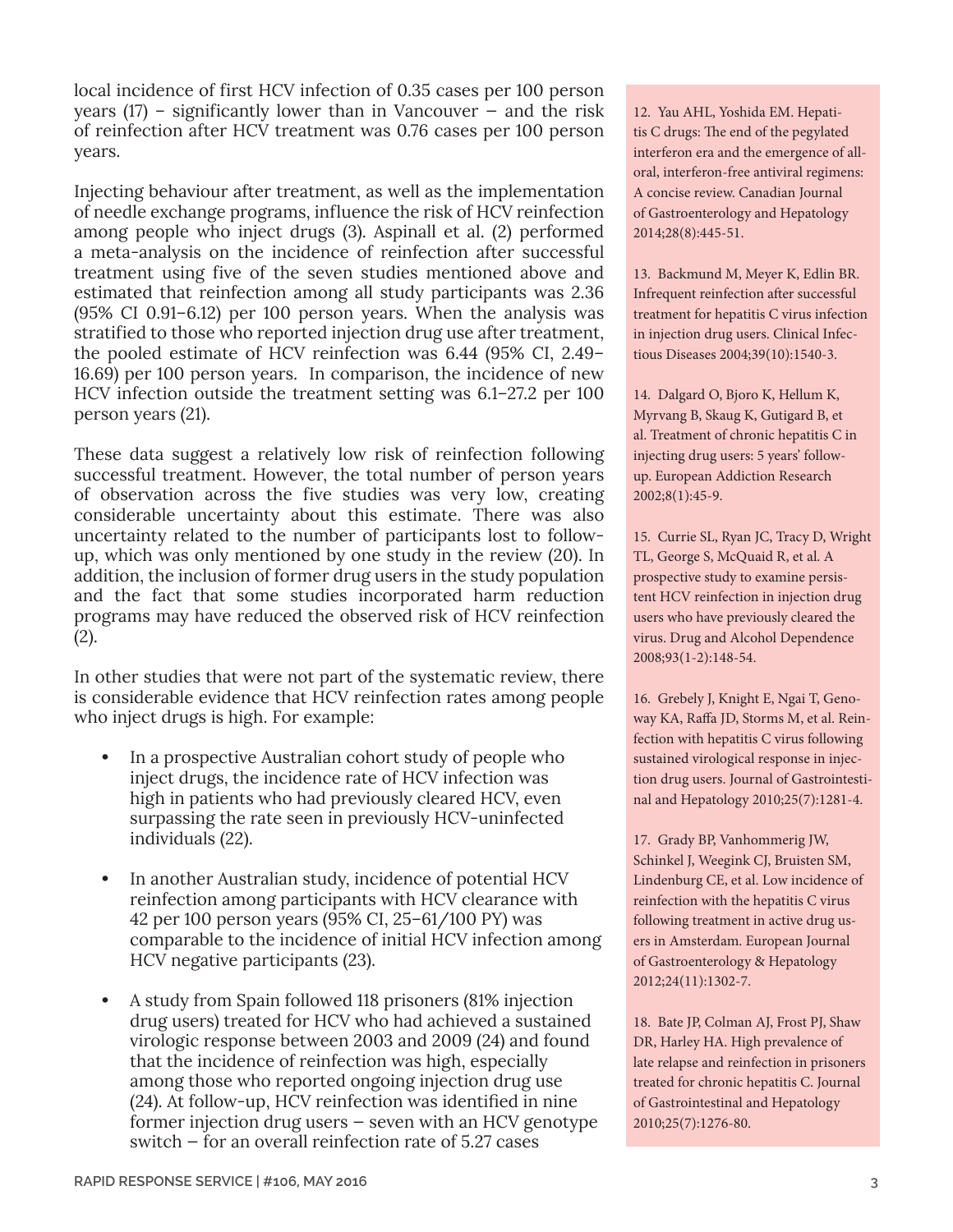local incidence of first HCV infection of 0.35 cases per 100 person years (17) – significantly lower than in Vancouver – and the risk of reinfection after HCV treatment was 0.76 cases per 100 person years.

Injecting behaviour after treatment, as well as the implementation of needle exchange programs, influence the risk of HCV reinfection among people who inject drugs (3). Aspinall et al. (2) performed a meta-analysis on the incidence of reinfection after successful treatment using five of the seven studies mentioned above and estimated that reinfection among all study participants was 2.36 (95% CI 0.91–6.12) per 100 person years. When the analysis was stratified to those who reported injection drug use after treatment, the pooled estimate of HCV reinfection was 6.44 (95% CI, 2.49–16.69) per 100 person years. In comparison, the incidence of new HCV infection outside the treatment setting was 6.1–27.2 per 100 person years (21).

These data suggest a relatively low risk of reinfection following successful treatment. However, the total number of person years of observation across the five studies was very low, creating considerable uncertainty about this estimate. There was also uncertainty related to the number of participants lost to follow-up, which was only mentioned by one study in the review (20). In addition, the inclusion of former drug users in the study population and the fact that some studies incorporated harm reduction programs may have reduced the observed risk of HCV reinfection (2).

In other studies that were not part of the systematic review, there is considerable evidence that HCV reinfection rates among people who inject drugs is high. For example:

- In a prospective Australian cohort study of people who inject drugs, the incidence rate of HCV infection was high in patients who had previously cleared HCV, even surpassing the rate seen in previously HCV-uninfected individuals (22).
- In another Australian study, incidence of potential HCV reinfection among participants with HCV clearance with 42 per 100 person years (95% CI, 25–61/100 PY) was comparable to the incidence of initial HCV infection among HCV negative participants (23).
- A study from Spain followed 118 prisoners (81% injection drug users) treated for HCV who had achieved a sustained virologic response between 2003 and 2009 (24) and found that the incidence of reinfection was high, especially among those who reported ongoing injection drug use (24). At follow-up, HCV reinfection was identified in nine former injection drug users – seven with an HCV genotype switch – for an overall reinfection rate of 5.27 cases

12. Yau AHL, Yoshida EM. Hepatitis C drugs: The end of the pegylated interferon era and the emergence of all-oral, interferon-free antiviral regimens: A concise review. Canadian Journal of Gastroenterology and Hepatology 2014;28(8):445-51.

13. Backmund M, Meyer K, Edlin BR. Infrequent reinfection after successful treatment for hepatitis C virus infection in injection drug users. Clinical Infectious Diseases 2004;39(10):1540-3.

14. Dalgard O, Bjoro K, Hellum K, Myrvang B, Skaug K, Gutigard B, et al. Treatment of chronic hepatitis C in injecting drug users: 5 years' follow-up. European Addiction Research 2002;8(1):45-9.

15. Currie SL, Ryan JC, Tracy D, Wright TL, George S, McQuaid R, et al. A prospective study to examine persistent HCV reinfection in injection drug users who have previously cleared the virus. Drug and Alcohol Dependence 2008;93(1-2):148-54.

16. Grebely J, Knight E, Ngai T, Genoway KA, Raffa JD, Storms M, et al. Reinfection with hepatitis C virus following sustained virological response in injection drug users. Journal of Gastrointestinal and Hepatology 2010;25(7):1281-4.

17. Grady BP, Vanhommerig JW, Schinkel J, Weegink CJ, Bruisten SM, Lindenburg CE, et al. Low incidence of reinfection with the hepatitis C virus following treatment in active drug users in Amsterdam. European Journal of Gastroenterology & Hepatology 2012;24(11):1302-7.

18. Bate JP, Colman AJ, Frost PJ, Shaw DR, Harley HA. High prevalence of late relapse and reinfection in prisoners treated for chronic hepatitis C. Journal of Gastrointestinal and Hepatology 2010;25(7):1276-80.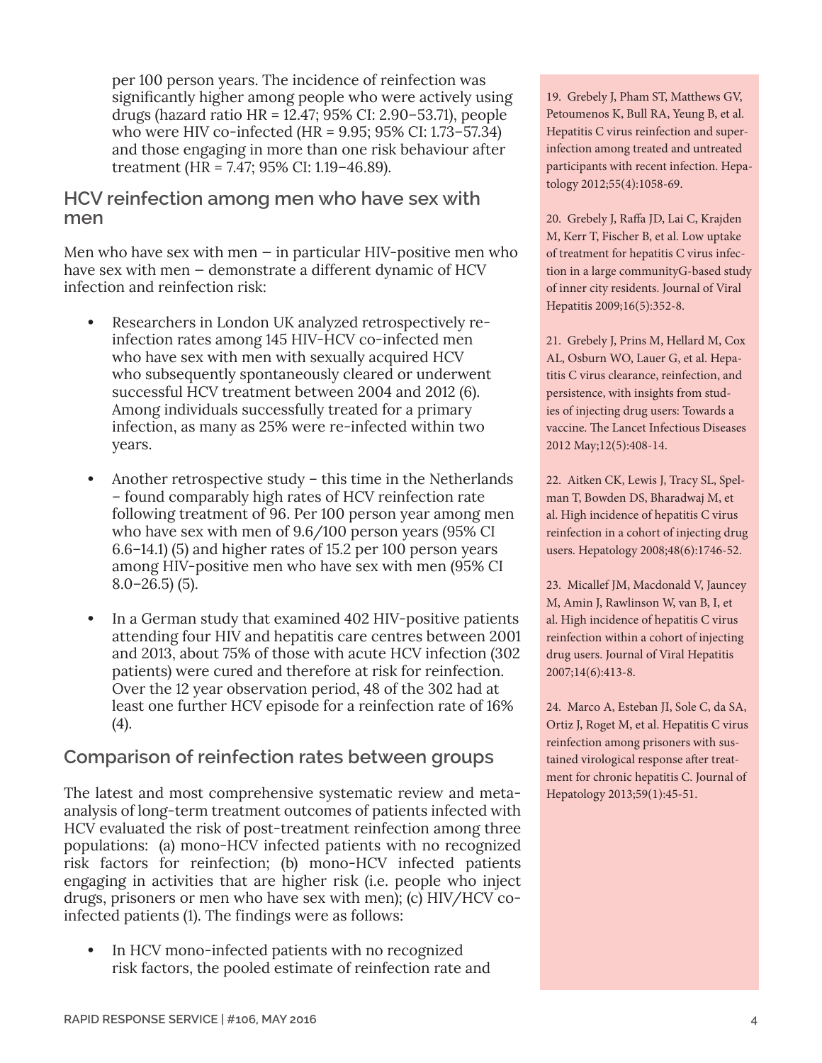per 100 person years. The incidence of reinfection was significantly higher among people who were actively using drugs (hazard ratio HR = 12.47; 95% CI: 2.90–53.71), people who were HIV co-infected (HR = 9.95; 95% CI: 1.73–57.34) and those engaging in more than one risk behaviour after treatment (HR = 7.47; 95% CI: 1.19–46.89).

## HCV reinfection among men who have sex with men

Men who have sex with men – in particular HIV-positive men who have sex with men – demonstrate a different dynamic of HCV infection and reinfection risk:

- Researchers in London UK analyzed retrospectively re-infection rates among 145 HIV-HCV co-infected men who have sex with men with sexually acquired HCV who subsequently spontaneously cleared or underwent successful HCV treatment between 2004 and 2012 (6). Among individuals successfully treated for a primary infection, as many as 25% were re-infected within two years.

- Another retrospective study – this time in the Netherlands – found comparably high rates of HCV reinfection rate following treatment of 96. Per 100 person year among men who have sex with men of 9.6/100 person years (95% CI 6.6–14.1) (5) and higher rates of 15.2 per 100 person years among HIV-positive men who have sex with men (95% CI 8.0–26.5) (5).

- In a German study that examined 402 HIV-positive patients attending four HIV and hepatitis care centres between 2001 and 2013, about 75% of those with acute HCV infection (302 patients) were cured and therefore at risk for reinfection. Over the 12 year observation period, 48 of the 302 had at least one further HCV episode for a reinfection rate of 16% (4).

## Comparison of reinfection rates between groups

The latest and most comprehensive systematic review and meta-analysis of long-term treatment outcomes of patients infected with HCV evaluated the risk of post-treatment reinfection among three populations: (a) mono-HCV infected patients with no recognized risk factors for reinfection; (b) mono-HCV infected patients engaging in activities that are higher risk (i.e. people who inject drugs, prisoners or men who have sex with men); (c) HIV/HCV co-infected patients (1). The findings were as follows:

- In HCV mono-infected patients with no recognized risk factors, the pooled estimate of reinfection rate and

19. Grebely J, Pham ST, Matthews GV, Petoumenos K, Bull RA, Yeung B, et al. Hepatitis C virus reinfection and superinfection among treated and untreated participants with recent infection. Hepatology 2012;55(4):1058-69.

20. Grebely J, Raffa JD, Lai C, Krajden M, Kerr T, Fischer B, et al. Low uptake of treatment for hepatitis C virus infection in a large communityG-based study of inner city residents. Journal of Viral Hepatitis 2009;16(5):352-8.

21. Grebely J, Prins M, Hellard M, Cox AL, Osburn WO, Lauer G, et al. Hepatitis C virus clearance, reinfection, and persistence, with insights from studies of injecting drug users: Towards a vaccine. The Lancet Infectious Diseases 2012 May;12(5):408-14.

22. Aitken CK, Lewis J, Tracy SL, Spelman T, Bowden DS, Bharadwaj M, et al. High incidence of hepatitis C virus reinfection in a cohort of injecting drug users. Hepatology 2008;48(6):1746-52.

23. Micallef JM, Macdonald V, Jauncey M, Amin J, Rawlinson W, van B, I, et al. High incidence of hepatitis C virus reinfection within a cohort of injecting drug users. Journal of Viral Hepatitis 2007;14(6):413-8.

24. Marco A, Esteban JI, Sole C, da SA, Ortiz J, Roget M, et al. Hepatitis C virus reinfection among prisoners with sustained virological response after treatment for chronic hepatitis C. Journal of Hepatology 2013;59(1):45-51.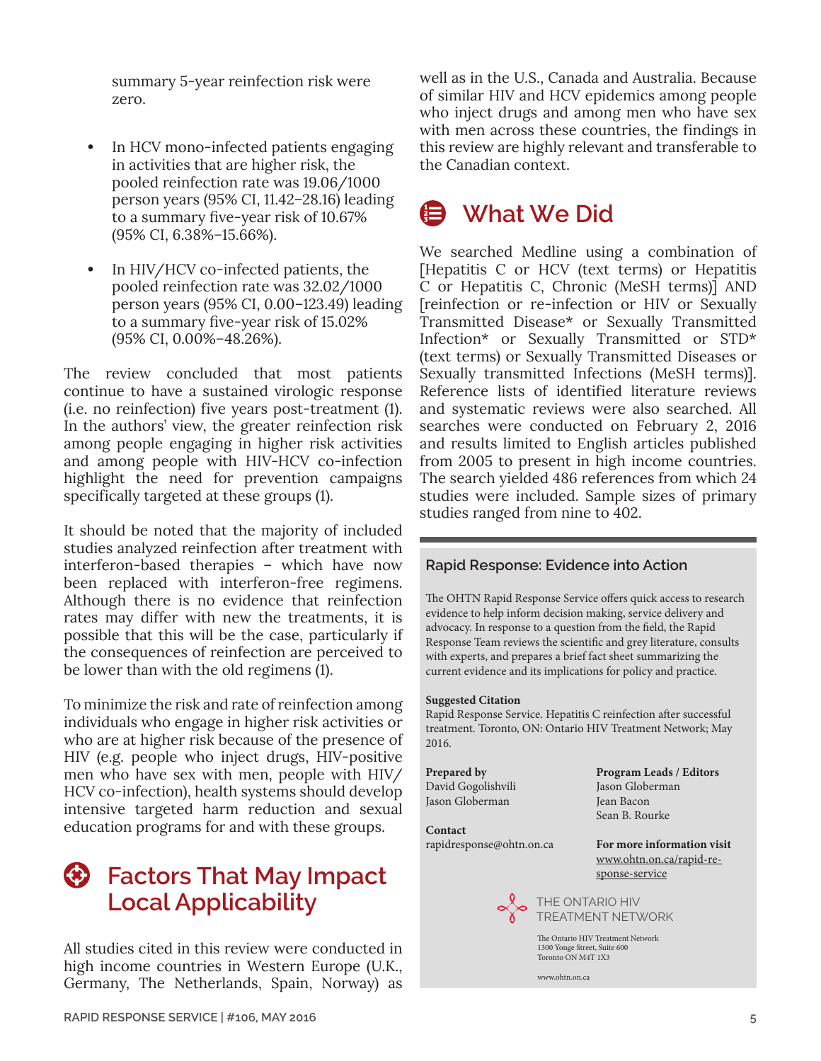summary 5-year reinfection risk were zero.

- In HCV mono-infected patients engaging in activities that are higher risk, the pooled reinfection rate was 19.06/1000 person years (95% CI, 11.42–28.16) leading to a summary five-year risk of 10.67% (95% CI, 6.38%–15.66%).
- In HIV/HCV co-infected patients, the pooled reinfection rate was 32.02/1000 person years (95% CI, 0.00–123.49) leading to a summary five-year risk of 15.02% (95% CI, 0.00%–48.26%).

The review concluded that most patients continue to have a sustained virologic response (i.e. no reinfection) five years post-treatment (1). In the authors' view, the greater reinfection risk among people engaging in higher risk activities and among people with HIV-HCV co-infection highlight the need for prevention campaigns specifically targeted at these groups (1).

It should be noted that the majority of included studies analyzed reinfection after treatment with interferon-based therapies – which have now been replaced with interferon-free regimens. Although there is no evidence that reinfection rates may differ with new the treatments, it is possible that this will be the case, particularly if the consequences of reinfection are perceived to be lower than with the old regimens (1).

To minimize the risk and rate of reinfection among individuals who engage in higher risk activities or who are at higher risk because of the presence of HIV (e.g. people who inject drugs, HIV-positive men who have sex with men, people with HIV/HCV co-infection), health systems should develop intensive targeted harm reduction and sexual education programs for and with these groups.

## Factors That May Impact Local Applicability

All studies cited in this review were conducted in high income countries in Western Europe (U.K., Germany, The Netherlands, Spain, Norway) as well as in the U.S., Canada and Australia. Because of similar HIV and HCV epidemics among people who inject drugs and among men who have sex with men across these countries, the findings in this review are highly relevant and transferable to the Canadian context.

## What We Did

We searched Medline using a combination of [Hepatitis C or HCV (text terms) or Hepatitis C or Hepatitis C, Chronic (MeSH terms)] AND [reinfection or re-infection or HIV or Sexually Transmitted Disease* or Sexually Transmitted Infection* or Sexually Transmitted or STD* (text terms) or Sexually Transmitted Diseases or Sexually transmitted Infections (MeSH terms)]. Reference lists of identified literature reviews and systematic reviews were also searched. All searches were conducted on February 2, 2016 and results limited to English articles published from 2005 to present in high income countries. The search yielded 486 references from which 24 studies were included. Sample sizes of primary studies ranged from nine to 402.

### Rapid Response: Evidence into Action

The OHTN Rapid Response Service offers quick access to research evidence to help inform decision making, service delivery and advocacy. In response to a question from the field, the Rapid Response Team reviews the scientific and grey literature, consults with experts, and prepares a brief fact sheet summarizing the current evidence and its implications for policy and practice.

**Suggested Citation**
Rapid Response Service. Hepatitis C reinfection after successful treatment. Toronto, ON: Ontario HIV Treatment Network; May 2016.

**Prepared by**
David Gogolishvili
Jason Globerman

**Program Leads / Editors**
Jason Globerman
Jean Bacon
Sean B. Rourke

**Contact**
rapidresponse@ohtn.on.ca

**For more information visit**
www.ohtn.on.ca/rapid-response-service

THE ONTARIO HIV TREATMENT NETWORK

The Ontario HIV Treatment Network
1300 Yonge Street, Suite 600
Toronto ON M4T 1X3

www.ohtn.on.ca